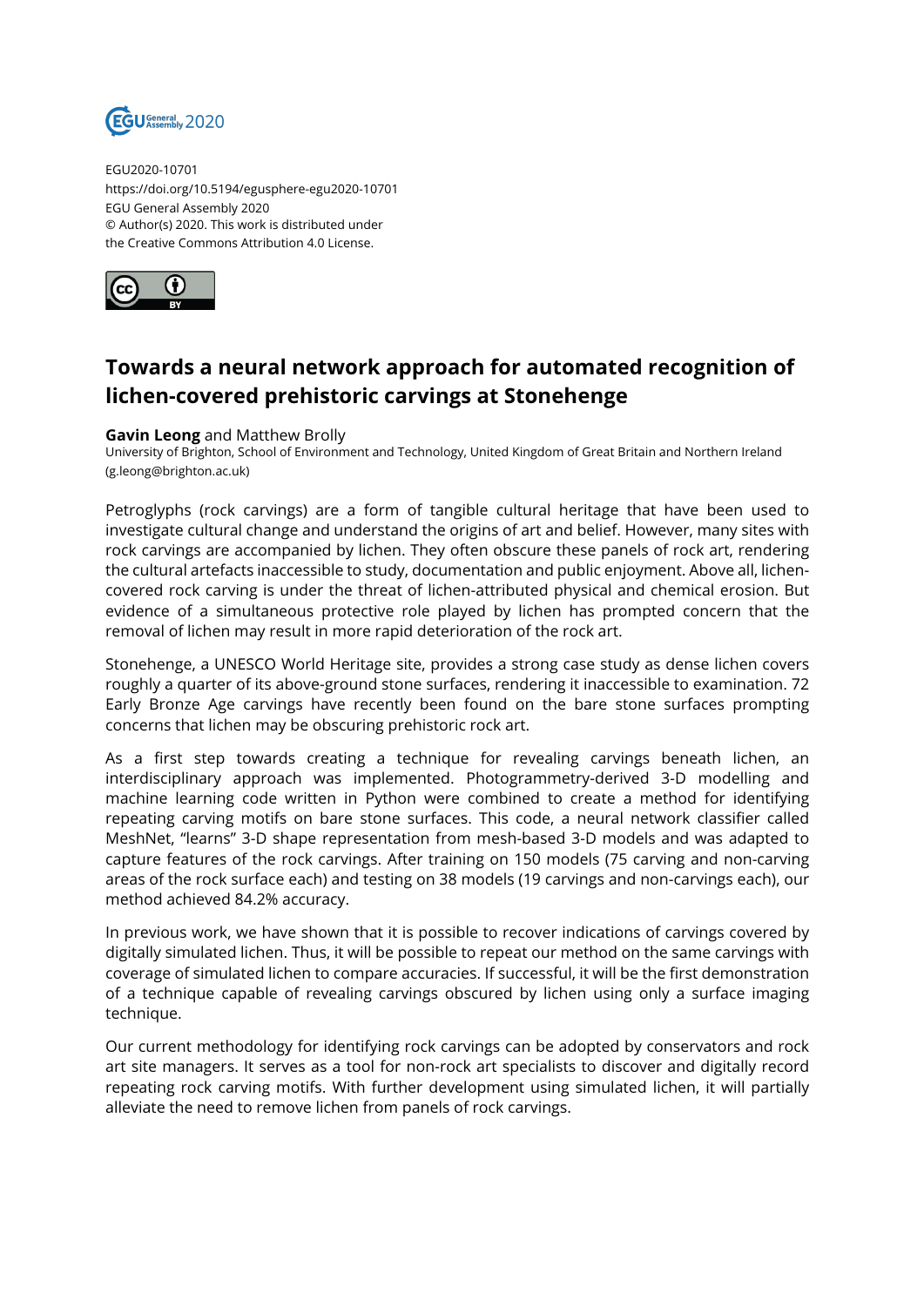EGU2020-10701
https://doi.org/10.5194/egusphere-egu2020-10701
EGU General Assembly 2020
© Author(s) 2020. This work is distributed under
the Creative Commons Attribution 4.0 License.

# Towards a neural network approach for automated recognition of lichen-covered prehistoric carvings at Stonehenge

**Gavin Leong** and Matthew Brolly
University of Brighton, School of Environment and Technology, United Kingdom of Great Britain and Northern Ireland (g.leong@brighton.ac.uk)

Petroglyphs (rock carvings) are a form of tangible cultural heritage that have been used to investigate cultural change and understand the origins of art and belief. However, many sites with rock carvings are accompanied by lichen. They often obscure these panels of rock art, rendering the cultural artefacts inaccessible to study, documentation and public enjoyment. Above all, lichen-covered rock carving is under the threat of lichen-attributed physical and chemical erosion. But evidence of a simultaneous protective role played by lichen has prompted concern that the removal of lichen may result in more rapid deterioration of the rock art.

Stonehenge, a UNESCO World Heritage site, provides a strong case study as dense lichen covers roughly a quarter of its above-ground stone surfaces, rendering it inaccessible to examination. 72 Early Bronze Age carvings have recently been found on the bare stone surfaces prompting concerns that lichen may be obscuring prehistoric rock art.

As a first step towards creating a technique for revealing carvings beneath lichen, an interdisciplinary approach was implemented. Photogrammetry-derived 3-D modelling and machine learning code written in Python were combined to create a method for identifying repeating carving motifs on bare stone surfaces. This code, a neural network classifier called MeshNet, "learns" 3-D shape representation from mesh-based 3-D models and was adapted to capture features of the rock carvings. After training on 150 models (75 carving and non-carving areas of the rock surface each) and testing on 38 models (19 carvings and non-carvings each), our method achieved 84.2% accuracy.

In previous work, we have shown that it is possible to recover indications of carvings covered by digitally simulated lichen. Thus, it will be possible to repeat our method on the same carvings with coverage of simulated lichen to compare accuracies. If successful, it will be the first demonstration of a technique capable of revealing carvings obscured by lichen using only a surface imaging technique.

Our current methodology for identifying rock carvings can be adopted by conservators and rock art site managers. It serves as a tool for non-rock art specialists to discover and digitally record repeating rock carving motifs. With further development using simulated lichen, it will partially alleviate the need to remove lichen from panels of rock carvings.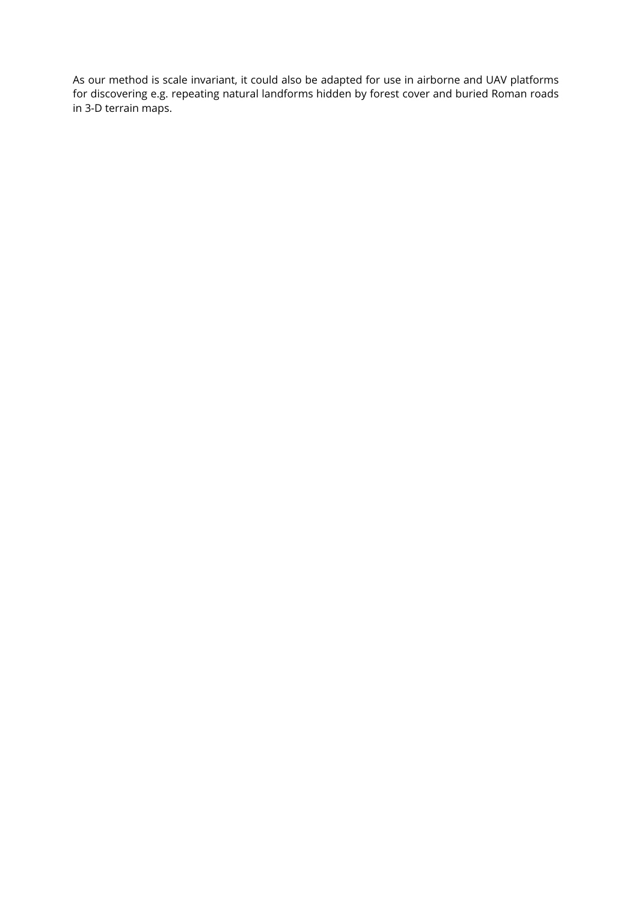As our method is scale invariant, it could also be adapted for use in airborne and UAV platforms for discovering e.g. repeating natural landforms hidden by forest cover and buried Roman roads in 3-D terrain maps.